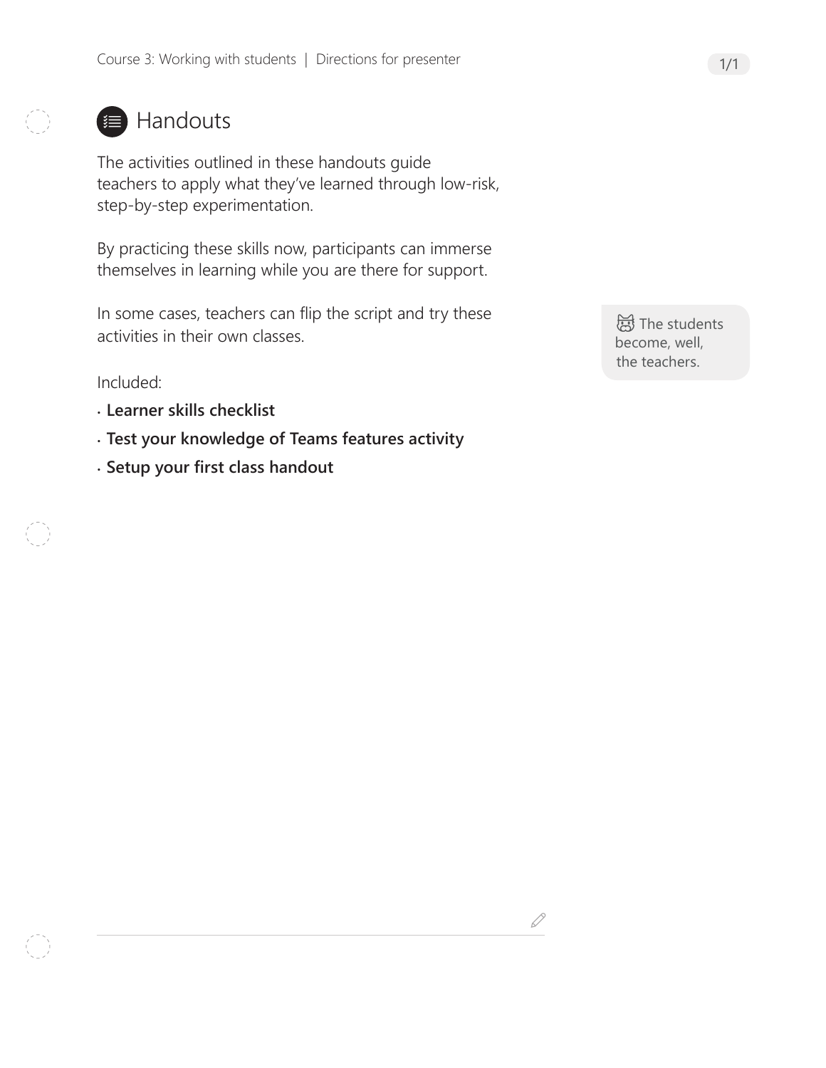# Handouts

The activities outlined in these handouts guide teachers to apply what they've learned through low-risk, step-by-step experimentation.

By practicing these skills now, participants can immerse themselves in learning while you are there for support.

In some cases, teachers can flip the script and try these activities in their own classes.

The students become, well, the teachers.

Included:

- **Learner skills checklist**
- **Test your knowledge of Teams features activity**
- **Setup your first class handout**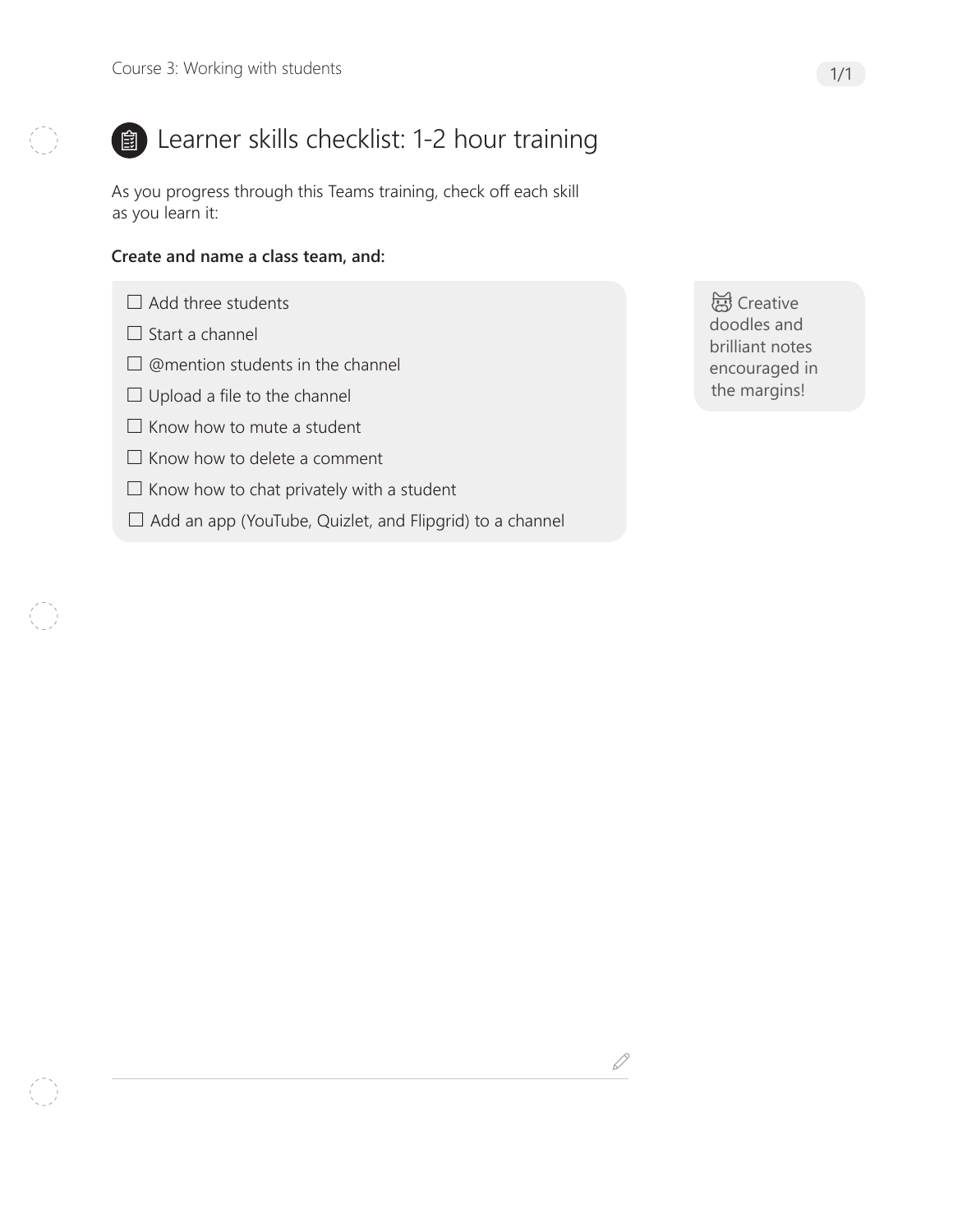# Learner skills checklist: 1-2 hour training

As you progress through this Teams training, check off each skill as you learn it:

**Create and name a class team, and:**

- ☐ Add three students
- ☐ Start a channel
- ☐ @mention students in the channel
- ☐ Upload a file to the channel
- ☐ Know how to mute a student
- ☐ Know how to delete a comment
- ☐ Know how to chat privately with a student
- ☐ Add an app (YouTube, Quizlet, and Flipgrid) to a channel

Creative doodles and brilliant notes encouraged in the margins!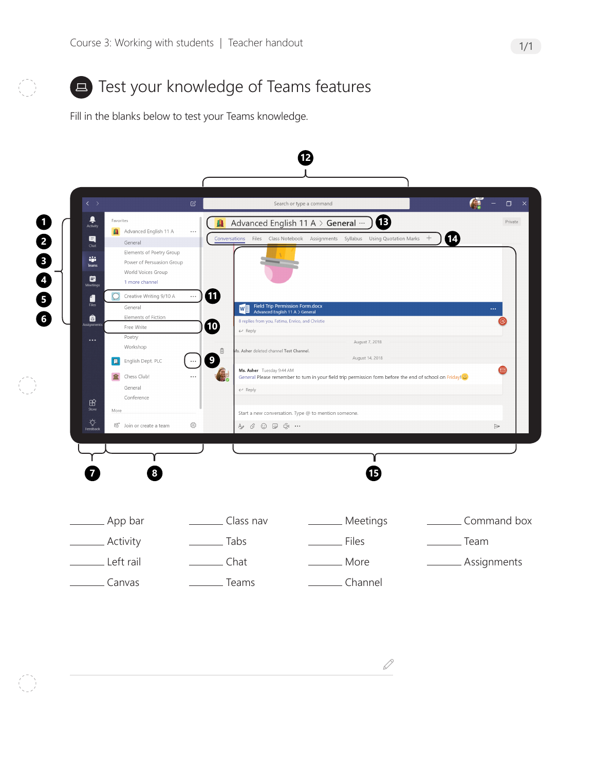Course 3: Working with students | Teacher handout

# Test your knowledge of Teams features

Fill in the blanks below to test your Teams knowledge.

______ App bar

______ Activity

______ Left rail

______ Canvas

______ Class nav

______ Tabs

______ Chat

______ Teams

______ Meetings

______ Files

______ More

______ Channel

______ Command box

______ Team

______ Assignments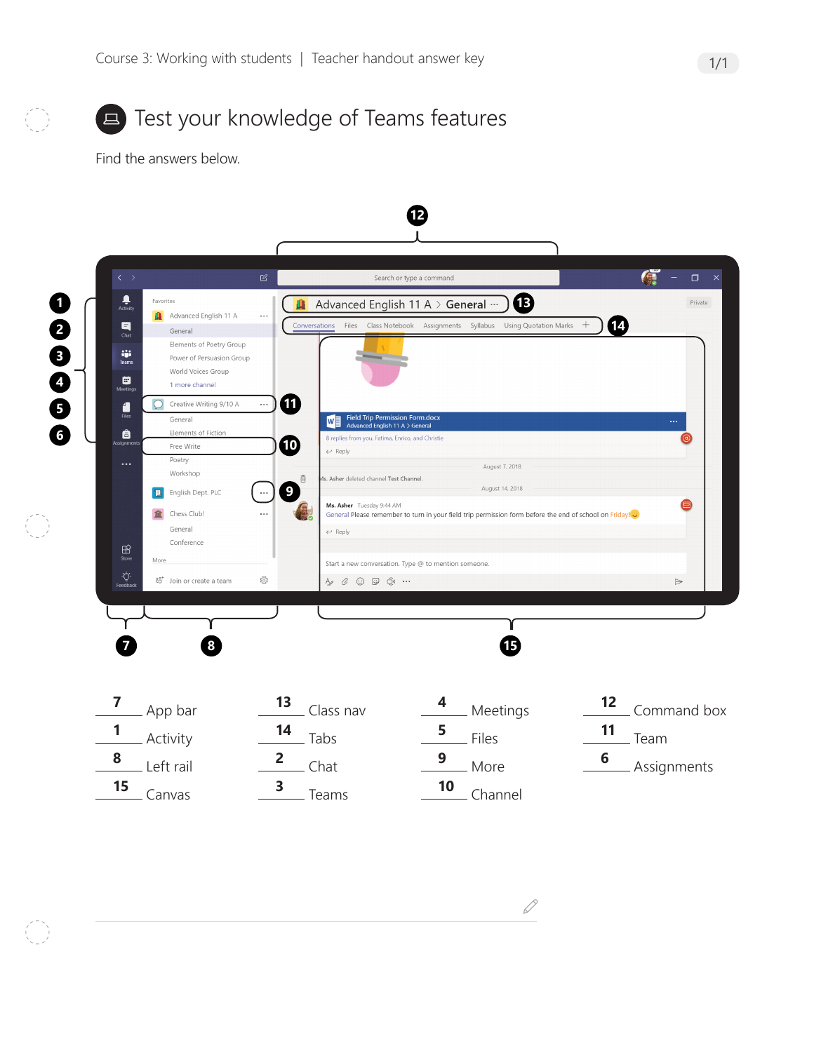# Test your knowledge of Teams features

Find the answers below.

| | | | | | | | |
|---|---|---|---|---|---|---|---|
| 7 | App bar | 13 | Class nav | 4 | Meetings | 12 | Command box |
| 1 | Activity | 14 | Tabs | 5 | Files | 11 | Team |
| 8 | Left rail | 2 | Chat | 9 | More | 6 | Assignments |
| 15 | Canvas | 3 | Teams | 10 | Channel | | |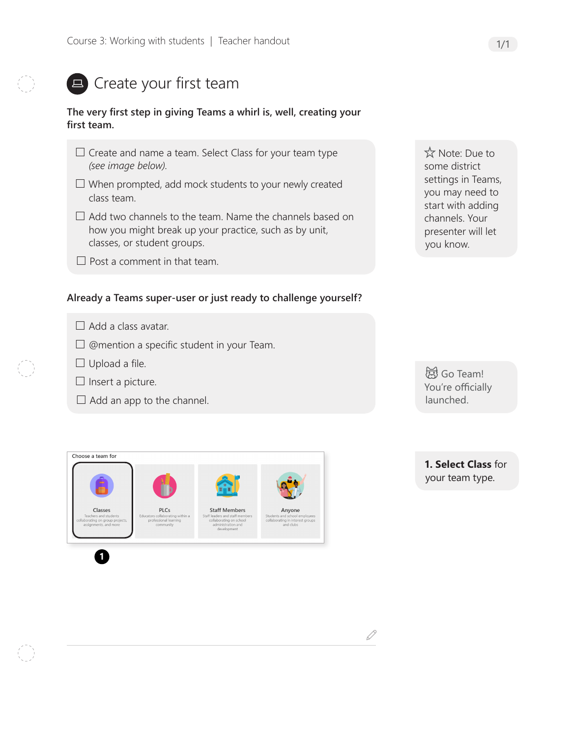# Create your first team

**The very first step in giving Teams a whirl is, well, creating your first team.**

- ☐ Create and name a team. Select Class for your team type *(see image below)*.
- ☐ When prompted, add mock students to your newly created class team.
- ☐ Add two channels to the team. Name the channels based on how you might break up your practice, such as by unit, classes, or student groups.
- ☐ Post a comment in that team.

☆ Note: Due to some district settings in Teams, you may need to start with adding channels. Your presenter will let you know.

**Already a Teams super-user or just ready to challenge yourself?**

- ☐ Add a class avatar.
- ☐ @mention a specific student in your Team.
- ☐ Upload a file.
- ☐ Insert a picture.
- ☐ Add an app to the channel.

Go Team! You're officially launched.

Choose a team for

Classes
Teachers and students collaborating on group projects, assignments, and more

PLCs
Educators collaborating within a professional learning community

Staff Members
Staff leaders and staff members collaborating on school administration and development

Anyone
Students and school employees collaborating in interest groups and clubs

1

**1. Select Class** for your team type.